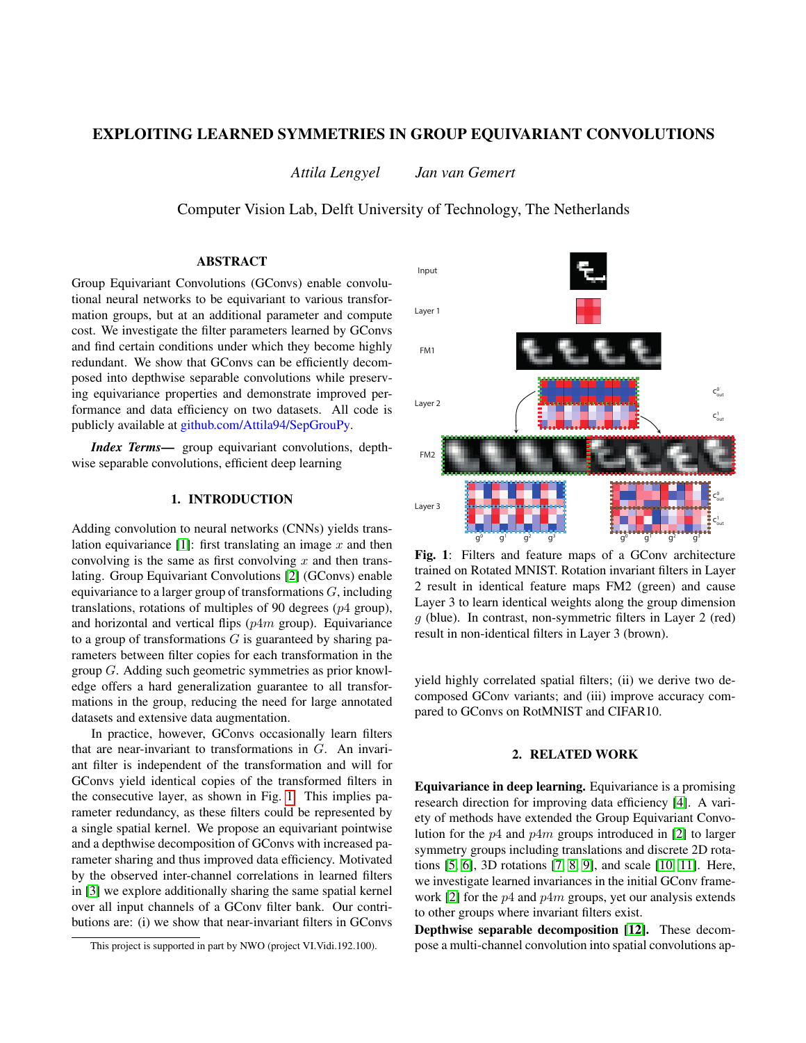# EXPLOITING LEARNED SYMMETRIES IN GROUP EQUIVARIANT CONVOLUTIONS

*Attila Lengyel* *Jan van Gemert*

Computer Vision Lab, Delft University of Technology, The Netherlands

## ABSTRACT

Group Equivariant Convolutions (GConvs) enable convolutional neural networks to be equivariant to various transformation groups, but at an additional parameter and compute cost. We investigate the filter parameters learned by GConvs and find certain conditions under which they become highly redundant. We show that GConvs can be efficiently decomposed into depthwise separable convolutions while preserving equivariance properties and demonstrate improved performance and data efficiency on two datasets. All code is publicly available at github.com/Attila94/SepGrouPy.

***Index Terms*—** group equivariant convolutions, depthwise separable convolutions, efficient deep learning

## 1. INTRODUCTION

Adding convolution to neural networks (CNNs) yields translation equivariance [1]: first translating an image $x$ and then convolving is the same as first convolving $x$ and then translating. Group Equivariant Convolutions [2] (GConvs) enable equivariance to a larger group of transformations $G$, including translations, rotations of multiples of 90 degrees ($p4$ group), and horizontal and vertical flips ($p4m$ group). Equivariance to a group of transformations $G$ is guaranteed by sharing parameters between filter copies for each transformation in the group $G$. Adding such geometric symmetries as prior knowledge offers a hard generalization guarantee to all transformations in the group, reducing the need for large annotated datasets and extensive data augmentation.

In practice, however, GConvs occasionally learn filters that are near-invariant to transformations in $G$. An invariant filter is independent of the transformation and will for GConvs yield identical copies of the transformed filters in the consecutive layer, as shown in Fig. 1. This implies parameter redundancy, as these filters could be represented by a single spatial kernel. We propose an equivariant pointwise and a depthwise decomposition of GConvs with increased parameter sharing and thus improved data efficiency. Motivated by the observed inter-channel correlations in learned filters in [3] we explore additionally sharing the same spatial kernel over all input channels of a GConv filter bank. Our contributions are: (i) we show that near-invariant filters in GConvs yield highly correlated spatial filters; (ii) we derive two decomposed GConv variants; and (iii) improve accuracy compared to GConvs on RotMNIST and CIFAR10.

**Fig. 1**: Filters and feature maps of a GConv architecture trained on Rotated MNIST. Rotation invariant filters in Layer 2 result in identical feature maps FM2 (green) and cause Layer 3 to learn identical weights along the group dimension $g$ (blue). In contrast, non-symmetric filters in Layer 2 (red) result in non-identical filters in Layer 3 (brown).

## 2. RELATED WORK

**Equivariance in deep learning.** Equivariance is a promising research direction for improving data efficiency [4]. A variety of methods have extended the Group Equivariant Convolution for the $p4$ and $p4m$ groups introduced in [2] to larger symmetry groups including translations and discrete 2D rotations [5, 6], 3D rotations [7, 8, 9], and scale [10, 11]. Here, we investigate learned invariances in the initial GConv framework [2] for the $p4$ and $p4m$ groups, yet our analysis extends to other groups where invariant filters exist.

**Depthwise separable decomposition [12].** These decompose a multi-channel convolution into spatial convolutions ap-

This project is supported in part by NWO (project VI.Vidi.192.100).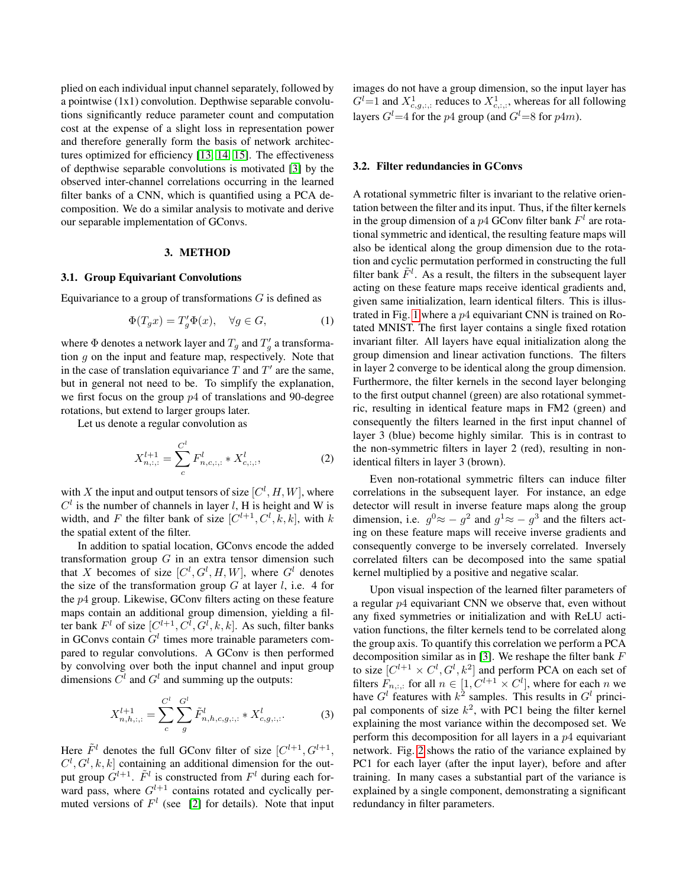plied on each individual input channel separately, followed by a pointwise (1x1) convolution. Depthwise separable convolutions significantly reduce parameter count and computation cost at the expense of a slight loss in representation power and therefore generally form the basis of network architectures optimized for efficiency [13, 14, 15]. The effectiveness of depthwise separable convolutions is motivated [3] by the observed inter-channel correlations occurring in the learned filter banks of a CNN, which is quantified using a PCA decomposition. We do a similar analysis to motivate and derive our separable implementation of GConvs.

## 3. METHOD

### 3.1. Group Equivariant Convolutions

Equivariance to a group of transformations $G$ is defined as

$$\Phi(T_g x) = T'_g \Phi(x), \quad \forall g \in G, \tag{1}$$

where $\Phi$ denotes a network layer and $T_g$ and $T'_g$ a transformation $g$ on the input and feature map, respectively. Note that in the case of translation equivariance $T$ and $T'$ are the same, but in general not need to be. To simplify the explanation, we first focus on the group $p4$ of translations and 90-degree rotations, but extend to larger groups later.

Let us denote a regular convolution as

$$X^{l+1}_{n,:,:} = \sum_{c}^{C^l} F^l_{n,c,:,:} * X^l_{c,:,:}, \tag{2}$$

with $X$ the input and output tensors of size $[C^l, H, W]$, where $C^l$ is the number of channels in layer $l$, H is height and W is width, and $F$ the filter bank of size $[C^{l+1}, C^l, k, k]$, with $k$ the spatial extent of the filter.

In addition to spatial location, GConvs encode the added transformation group $G$ in an extra tensor dimension such that $X$ becomes of size $[C^l, G^l, H, W]$, where $G^l$ denotes the size of the transformation group $G$ at layer $l$, i.e. 4 for the $p4$ group. Likewise, GConv filters acting on these feature maps contain an additional group dimension, yielding a filter bank $F^l$ of size $[C^{l+1}, C^l, G^l, k, k]$. As such, filter banks in GConvs contain $G^l$ times more trainable parameters compared to regular convolutions. A GConv is then performed by convolving over both the input channel and input group dimensions $C^l$ and $G^l$ and summing up the outputs:

$$X^{l+1}_{n,h,:,:} = \sum_{c}^{C^l} \sum_{g}^{G^l} \tilde{F}^l_{n,h,c,g,:,:} * X^l_{c,g,:,:}. \tag{3}$$

Here $\tilde{F}^l$ denotes the full GConv filter of size $[C^{l+1}, G^{l+1}, C^l, G^l, k, k]$ containing an additional dimension for the output group $G^{l+1}$. $\tilde{F}^l$ is constructed from $F^l$ during each forward pass, where $G^{l+1}$ contains rotated and cyclically permuted versions of $F^l$ (see [2] for details). Note that input images do not have a group dimension, so the input layer has $G^l$=1 and $X^1_{c,g,:,:}$ reduces to $X^1_{c,:,:}$, whereas for all following layers $G^l$=4 for the $p4$ group (and $G^l$=8 for $p4m$).

### 3.2. Filter redundancies in GConvs

A rotational symmetric filter is invariant to the relative orientation between the filter and its input. Thus, if the filter kernels in the group dimension of a $p4$ GConv filter bank $F^l$ are rotational symmetric and identical, the resulting feature maps will also be identical along the group dimension due to the rotation and cyclic permutation performed in constructing the full filter bank $\tilde{F}^l$. As a result, the filters in the subsequent layer acting on these feature maps receive identical gradients and, given same initialization, learn identical filters. This is illustrated in Fig. 1 where a $p4$ equivariant CNN is trained on Rotated MNIST. The first layer contains a single fixed rotation invariant filter. All layers have equal initialization along the group dimension and linear activation functions. The filters in layer 2 converge to be identical along the group dimension. Furthermore, the filter kernels in the second layer belonging to the first output channel (green) are also rotational symmetric, resulting in identical feature maps in FM2 (green) and consequently the filters learned in the first input channel of layer 3 (blue) become highly similar. This is in contrast to the non-symmetric filters in layer 2 (red), resulting in non-identical filters in layer 3 (brown).

Even non-rotational symmetric filters can induce filter correlations in the subsequent layer. For instance, an edge detector will result in inverse feature maps along the group dimension, i.e. $g^0 \approx -g^2$ and $g^1 \approx -g^3$ and the filters acting on these feature maps will receive inverse gradients and consequently converge to be inversely correlated. Inversely correlated filters can be decomposed into the same spatial kernel multiplied by a positive and negative scalar.

Upon visual inspection of the learned filter parameters of a regular $p4$ equivariant CNN we observe that, even without any fixed symmetries or initialization and with ReLU activation functions, the filter kernels tend to be correlated along the group axis. To quantify this correlation we perform a PCA decomposition similar as in [3]. We reshape the filter bank $F$ to size $[C^{l+1} \times C^l, G^l, k^2]$ and perform PCA on each set of filters $F_{n,:,:}$ for all $n \in [1, C^{l+1} \times C^l]$, where for each $n$ we have $G^l$ features with $k^2$ samples. This results in $G^l$ principal components of size $k^2$, with PC1 being the filter kernel explaining the most variance within the decomposed set. We perform this decomposition for all layers in a $p4$ equivariant network. Fig. 2 shows the ratio of the variance explained by PC1 for each layer (after the input layer), before and after training. In many cases a substantial part of the variance is explained by a single component, demonstrating a significant redundancy in filter parameters.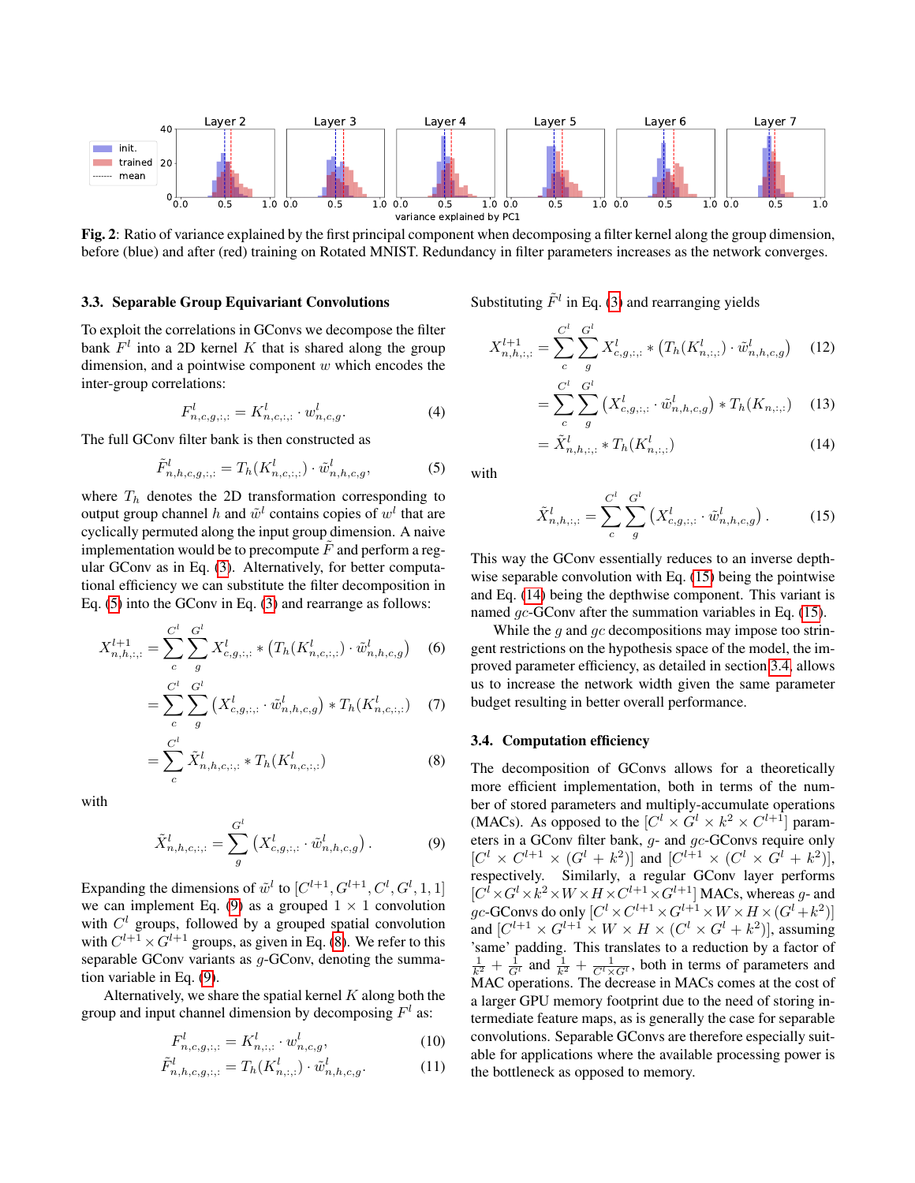**Fig. 2**: Ratio of variance explained by the first principal component when decomposing a filter kernel along the group dimension, before (blue) and after (red) training on Rotated MNIST. Redundancy in filter parameters increases as the network converges.

### 3.3. Separable Group Equivariant Convolutions

To exploit the correlations in GConvs we decompose the filter bank $F^l$ into a 2D kernel $K$ that is shared along the group dimension, and a pointwise component $w$ which encodes the inter-group correlations:

$$F^l_{n,c,g,:,:} = K^l_{n,c,:,:} \cdot w^l_{n,c,g}. \tag{4}$$

The full GConv filter bank is then constructed as

$$\tilde{F}^l_{n,h,c,g,:,:} = T_h(K^l_{n,c,:,:}) \cdot \tilde{w}^l_{n,h,c,g}, \tag{5}$$

where $T_h$ denotes the 2D transformation corresponding to output group channel $h$ and $\tilde{w}^l$ contains copies of $w^l$ that are cyclically permuted along the input group dimension. A naive implementation would be to precompute $\tilde{F}$ and perform a regular GConv as in Eq. (3). Alternatively, for better computational efficiency we can substitute the filter decomposition in Eq. (5) into the GConv in Eq. (3) and rearrange as follows:

$$X^{l+1}_{n,h,:,:} = \sum_c^{C^l} \sum_g^{G^l} X^l_{c,g,:,:} * \left(T_h(K^l_{n,c,:,:}) \cdot \tilde{w}^l_{n,h,c,g}\right) \tag{6}$$

$$= \sum_c^{C^l} \sum_g^{G^l} \left(X^l_{c,g,:,:} \cdot \tilde{w}^l_{n,h,c,g}\right) * T_h(K^l_{n,c,:,:}) \tag{7}$$

$$= \sum_c^{C^l} \tilde{X}^l_{n,h,c,:,:} * T_h(K^l_{n,c,:,:}) \tag{8}$$

with

$$\tilde{X}^l_{n,h,c,:,:} = \sum_g^{G^l} \left(X^l_{c,g,:,:} \cdot \tilde{w}^l_{n,h,c,g}\right). \tag{9}$$

Expanding the dimensions of $\tilde{w}^l$ to $[C^{l+1}, G^{l+1}, C^l, G^l, 1, 1]$ we can implement Eq. (9) as a grouped $1 \times 1$ convolution with $C^l$ groups, followed by a grouped spatial convolution with $C^{l+1} \times G^{l+1}$ groups, as given in Eq. (8). We refer to this separable GConv variants as $g$-GConv, denoting the summation variable in Eq. (9).

Alternatively, we share the spatial kernel $K$ along both the group and input channel dimension by decomposing $F^l$ as:

$$F^l_{n,c,g,:,:} = K^l_{n,:,:} \cdot w^l_{n,c,g}, \tag{10}$$

$$\tilde{F}^l_{n,h,c,g,:,:} = T_h(K^l_{n,:,:}) \cdot \tilde{w}^l_{n,h,c,g}. \tag{11}$$

Substituting $\tilde{F}^l$ in Eq. (3) and rearranging yields

$$X^{l+1}_{n,h,:,:} = \sum_c^{C^l} \sum_g^{G^l} X^l_{c,g,:,:} * \left(T_h(K^l_{n,:,:}) \cdot \tilde{w}^l_{n,h,c,g}\right) \tag{12}$$

$$= \sum_c^{C^l} \sum_g^{G^l} \left(X^l_{c,g,:,:} \cdot \tilde{w}^l_{n,h,c,g}\right) * T_h(K_{n,:,:}) \tag{13}$$

$$= \tilde{X}^l_{n,h,:,:} * T_h(K^l_{n,:,:}) \tag{14}$$

with

$$\tilde{X}^l_{n,h,:,:} = \sum_c^{C^l} \sum_g^{G^l} \left(X^l_{c,g,:,:} \cdot \tilde{w}^l_{n,h,c,g}\right). \tag{15}$$

This way the GConv essentially reduces to an inverse depthwise separable convolution with Eq. (15) being the pointwise and Eq. (14) being the depthwise component. This variant is named $gc$-GConv after the summation variables in Eq. (15).

While the $g$ and $gc$ decompositions may impose too stringent restrictions on the hypothesis space of the model, the improved parameter efficiency, as detailed in section 3.4, allows us to increase the network width given the same parameter budget resulting in better overall performance.

### 3.4. Computation efficiency

The decomposition of GConvs allows for a theoretically more efficient implementation, both in terms of the number of stored parameters and multiply-accumulate operations (MACs). As opposed to the $[C^l \times G^l \times k^2 \times C^{l+1}]$ parameters in a GConv filter bank, $g$- and $gc$-GConvs require only $[C^l \times C^{l+1} \times (G^l + k^2)]$ and $[C^{l+1} \times (C^l \times G^l + k^2)]$, respectively. Similarly, a regular GConv layer performs $[C^l \times G^l \times k^2 \times W \times H \times C^{l+1} \times G^{l+1}]$ MACs, whereas $g$- and $gc$-GConvs do only $[C^l \times C^{l+1} \times G^{l+1} \times W \times H \times (G^l + k^2)]$ and $[C^{l+1} \times G^{l+1} \times W \times H \times (C^l \times G^l + k^2)]$, assuming 'same' padding. This translates to a reduction by a factor of $\frac{1}{k^2} + \frac{1}{G^l}$ and $\frac{1}{k^2} + \frac{1}{C^l \times G^l}$, both in terms of parameters and MAC operations. The decrease in MACs comes at the cost of a larger GPU memory footprint due to the need of storing intermediate feature maps, as is generally the case for separable convolutions. Separable GConvs are therefore especially suitable for applications where the available processing power is the bottleneck as opposed to memory.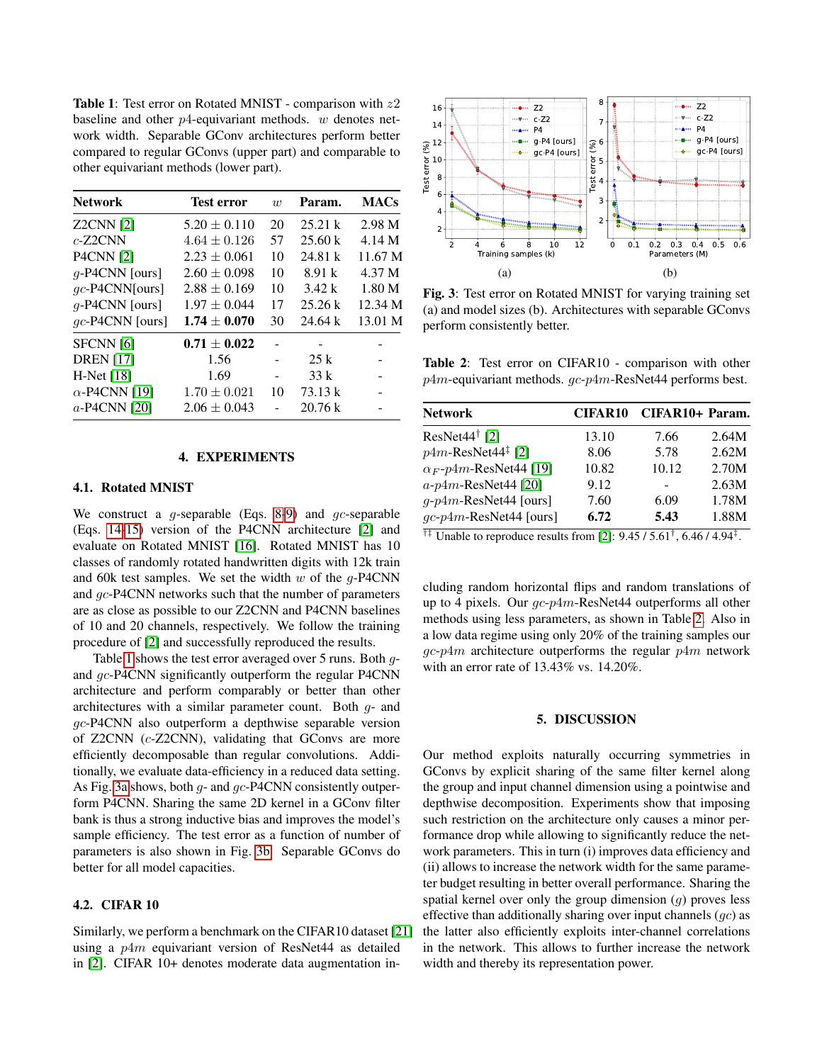**Table 1**: Test error on Rotated MNIST - comparison with $z2$ baseline and other $p4$-equivariant methods. $w$ denotes network width. Separable GConv architectures perform better compared to regular GConvs (upper part) and comparable to other equivariant methods (lower part).

| Network | Test error | $w$ | Param. | MACs |
|---|---|---|---|---|
| Z2CNN [2] | $5.20 \pm 0.110$ | 20 | 25.21 k | 2.98 M |
| $c$-Z2CNN | $4.64 \pm 0.126$ | 57 | 25.60 k | 4.14 M |
| P4CNN [2] | $2.23 \pm 0.061$ | 10 | 24.81 k | 11.67 M |
| $g$-P4CNN [ours] | $2.60 \pm 0.098$ | 10 | 8.91 k | 4.37 M |
| $gc$-P4CNN[ours] | $2.88 \pm 0.169$ | 10 | 3.42 k | 1.80 M |
| $g$-P4CNN [ours] | $1.97 \pm 0.044$ | 17 | 25.26 k | 12.34 M |
| $gc$-P4CNN [ours] | $\mathbf{1.74 \pm 0.070}$ | 30 | 24.64 k | 13.01 M |
| SFCNN [6] | $\mathbf{0.71 \pm 0.022}$ | - | - | - |
| DREN [17] | 1.56 | - | 25 k | - |
| H-Net [18] | 1.69 | - | 33 k | - |
| $\alpha$-P4CNN [19] | $1.70 \pm 0.021$ | 10 | 73.13 k | - |
| $a$-P4CNN [20] | $2.06 \pm 0.043$ | - | 20.76 k | - |

## 4. EXPERIMENTS

### 4.1. Rotated MNIST

We construct a $g$-separable (Eqs. 8-9) and $gc$-separable (Eqs. 14-15) version of the P4CNN architecture [2] and evaluate on Rotated MNIST [16]. Rotated MNIST has 10 classes of randomly rotated handwritten digits with 12k train and 60k test samples. We set the width $w$ of the $g$-P4CNN and $gc$-P4CNN networks such that the number of parameters are as close as possible to our Z2CNN and P4CNN baselines of 10 and 20 channels, respectively. We follow the training procedure of [2] and successfully reproduced the results.

Table 1 shows the test error averaged over 5 runs. Both $g$- and $gc$-P4CNN significantly outperform the regular P4CNN architecture and perform comparably or better than other architectures with a similar parameter count. Both $g$- and $gc$-P4CNN also outperform a depthwise separable version of Z2CNN ($c$-Z2CNN), validating that GConvs are more efficiently decomposable than regular convolutions. Additionally, we evaluate data-efficiency in a reduced data setting. As Fig. 3a shows, both $g$- and $gc$-P4CNN consistently outperform P4CNN. Sharing the same 2D kernel in a GConv filter bank is thus a strong inductive bias and improves the model's sample efficiency. The test error as a function of number of parameters is also shown in Fig. 3b. Separable GConvs do better for all model capacities.

### 4.2. CIFAR 10

Similarly, we perform a benchmark on the CIFAR10 dataset [21] using a $p4m$ equivariant version of ResNet44 as detailed in [2]. CIFAR 10+ denotes moderate data augmentation including random horizontal flips and random translations of up to 4 pixels. Our $gc$-$p4m$-ResNet44 outperforms all other methods using less parameters, as shown in Table 2. Also in a low data regime using only 20% of the training samples our $gc$-$p4m$ architecture outperforms the regular $p4m$ network with an error rate of 13.43% vs. 14.20%.

(a) (b)

**Fig. 3**: Test error on Rotated MNIST for varying training set (a) and model sizes (b). Architectures with separable GConvs perform consistently better.

**Table 2**: Test error on CIFAR10 - comparison with other $p4m$-equivariant methods. $gc$-$p4m$-ResNet44 performs best.

| Network | CIFAR10 | CIFAR10+ | Param. |
|---|---|---|---|
| ResNet44† [2] | 13.10 | 7.66 | 2.64M |
| $p4m$-ResNet44‡ [2] | 8.06 | 5.78 | 2.62M |
| $\alpha_F$-$p4m$-ResNet44 [19] | 10.82 | 10.12 | 2.70M |
| $a$-$p4m$-ResNet44 [20] | 9.12 | - | 2.63M |
| $g$-$p4m$-ResNet44 [ours] | 7.60 | 6.09 | 1.78M |
| $gc$-$p4m$-ResNet44 [ours] | **6.72** | **5.43** | 1.88M |

†‡ Unable to reproduce results from [2]: 9.45 / 5.61†, 6.46 / 4.94‡.

## 5. DISCUSSION

Our method exploits naturally occurring symmetries in GConvs by explicit sharing of the same filter kernel along the group and input channel dimension using a pointwise and depthwise decomposition. Experiments show that imposing such restriction on the architecture only causes a minor performance drop while allowing to significantly reduce the network parameters. This in turn (i) improves data efficiency and (ii) allows to increase the network width for the same parameter budget resulting in better overall performance. Sharing the spatial kernel over only the group dimension ($g$) proves less effective than additionally sharing over input channels ($gc$) as the latter also efficiently exploits inter-channel correlations in the network. This allows to further increase the network width and thereby its representation power.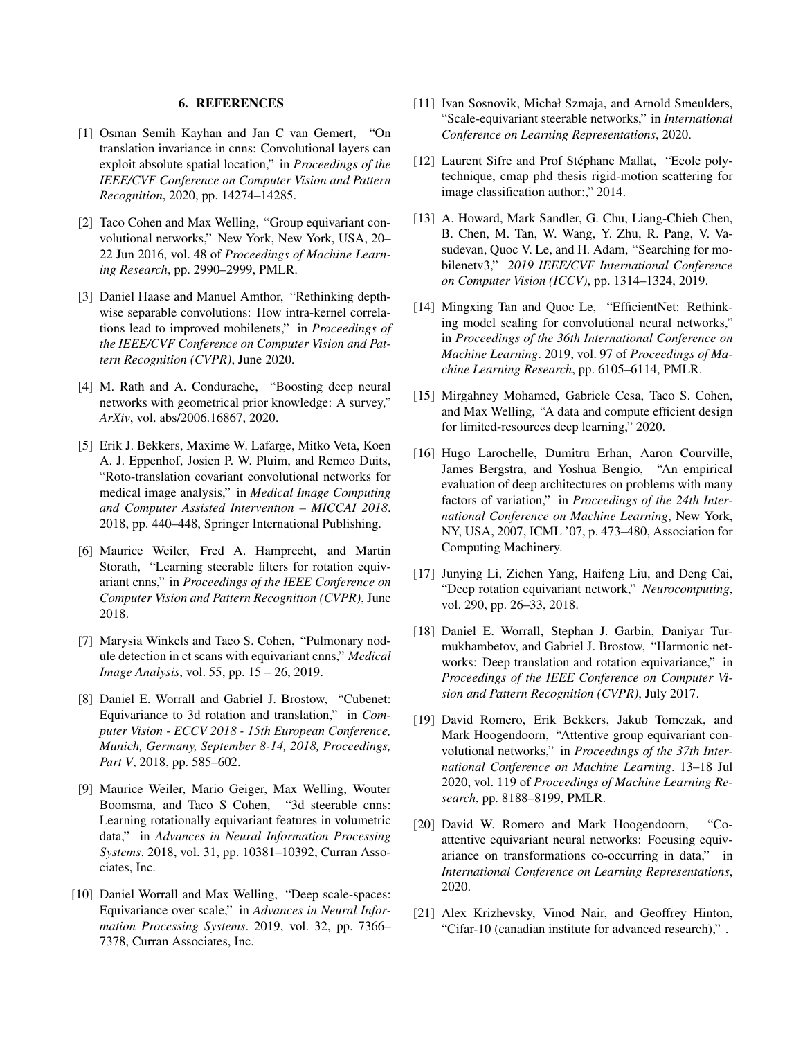## 6. REFERENCES

[1] Osman Semih Kayhan and Jan C van Gemert, "On translation invariance in cnns: Convolutional layers can exploit absolute spatial location," in *Proceedings of the IEEE/CVF Conference on Computer Vision and Pattern Recognition*, 2020, pp. 14274–14285.

[2] Taco Cohen and Max Welling, "Group equivariant convolutional networks," New York, New York, USA, 20–22 Jun 2016, vol. 48 of *Proceedings of Machine Learning Research*, pp. 2990–2999, PMLR.

[3] Daniel Haase and Manuel Amthor, "Rethinking depthwise separable convolutions: How intra-kernel correlations lead to improved mobilenets," in *Proceedings of the IEEE/CVF Conference on Computer Vision and Pattern Recognition (CVPR)*, June 2020.

[4] M. Rath and A. Condurache, "Boosting deep neural networks with geometrical prior knowledge: A survey," *ArXiv*, vol. abs/2006.16867, 2020.

[5] Erik J. Bekkers, Maxime W. Lafarge, Mitko Veta, Koen A. J. Eppenhof, Josien P. W. Pluim, and Remco Duits, "Roto-translation covariant convolutional networks for medical image analysis," in *Medical Image Computing and Computer Assisted Intervention – MICCAI 2018*. 2018, pp. 440–448, Springer International Publishing.

[6] Maurice Weiler, Fred A. Hamprecht, and Martin Storath, "Learning steerable filters for rotation equivariant cnns," in *Proceedings of the IEEE Conference on Computer Vision and Pattern Recognition (CVPR)*, June 2018.

[7] Marysia Winkels and Taco S. Cohen, "Pulmonary nodule detection in ct scans with equivariant cnns," *Medical Image Analysis*, vol. 55, pp. 15 – 26, 2019.

[8] Daniel E. Worrall and Gabriel J. Brostow, "Cubenet: Equivariance to 3d rotation and translation," in *Computer Vision - ECCV 2018 - 15th European Conference, Munich, Germany, September 8-14, 2018, Proceedings, Part V*, 2018, pp. 585–602.

[9] Maurice Weiler, Mario Geiger, Max Welling, Wouter Boomsma, and Taco S Cohen, "3d steerable cnns: Learning rotationally equivariant features in volumetric data," in *Advances in Neural Information Processing Systems*. 2018, vol. 31, pp. 10381–10392, Curran Associates, Inc.

[10] Daniel Worrall and Max Welling, "Deep scale-spaces: Equivariance over scale," in *Advances in Neural Information Processing Systems*. 2019, vol. 32, pp. 7366–7378, Curran Associates, Inc.

[11] Ivan Sosnovik, Michał Szmaja, and Arnold Smeulders, "Scale-equivariant steerable networks," in *International Conference on Learning Representations*, 2020.

[12] Laurent Sifre and Prof Stéphane Mallat, "Ecole polytechnique, cmap phd thesis rigid-motion scattering for image classification author:," 2014.

[13] A. Howard, Mark Sandler, G. Chu, Liang-Chieh Chen, B. Chen, M. Tan, W. Wang, Y. Zhu, R. Pang, V. Vasudevan, Quoc V. Le, and H. Adam, "Searching for mobilenetv3," *2019 IEEE/CVF International Conference on Computer Vision (ICCV)*, pp. 1314–1324, 2019.

[14] Mingxing Tan and Quoc Le, "EfficientNet: Rethinking model scaling for convolutional neural networks," in *Proceedings of the 36th International Conference on Machine Learning*. 2019, vol. 97 of *Proceedings of Machine Learning Research*, pp. 6105–6114, PMLR.

[15] Mirgahney Mohamed, Gabriele Cesa, Taco S. Cohen, and Max Welling, "A data and compute efficient design for limited-resources deep learning," 2020.

[16] Hugo Larochelle, Dumitru Erhan, Aaron Courville, James Bergstra, and Yoshua Bengio, "An empirical evaluation of deep architectures on problems with many factors of variation," in *Proceedings of the 24th International Conference on Machine Learning*, New York, NY, USA, 2007, ICML '07, p. 473–480, Association for Computing Machinery.

[17] Junying Li, Zichen Yang, Haifeng Liu, and Deng Cai, "Deep rotation equivariant network," *Neurocomputing*, vol. 290, pp. 26–33, 2018.

[18] Daniel E. Worrall, Stephan J. Garbin, Daniyar Turmukhambetov, and Gabriel J. Brostow, "Harmonic networks: Deep translation and rotation equivariance," in *Proceedings of the IEEE Conference on Computer Vision and Pattern Recognition (CVPR)*, July 2017.

[19] David Romero, Erik Bekkers, Jakub Tomczak, and Mark Hoogendoorn, "Attentive group equivariant convolutional networks," in *Proceedings of the 37th International Conference on Machine Learning*. 13–18 Jul 2020, vol. 119 of *Proceedings of Machine Learning Research*, pp. 8188–8199, PMLR.

[20] David W. Romero and Mark Hoogendoorn, "Co-attentive equivariant neural networks: Focusing equivariance on transformations co-occurring in data," in *International Conference on Learning Representations*, 2020.

[21] Alex Krizhevsky, Vinod Nair, and Geoffrey Hinton, "Cifar-10 (canadian institute for advanced research)," .